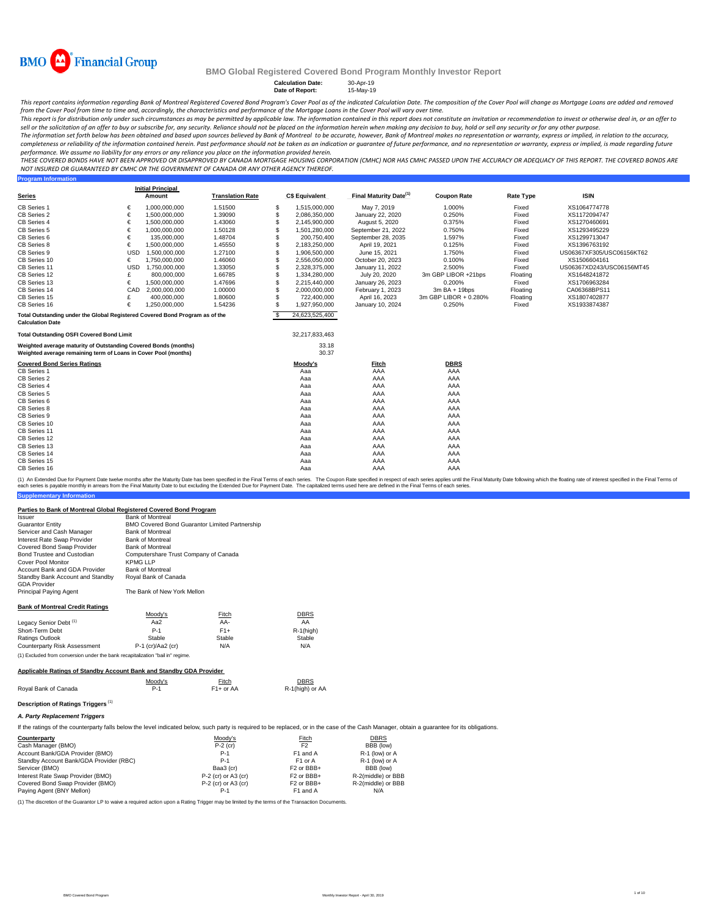# BMO Financial Group

## BMO Global Registered Covered Bond Program Monthly Investor Report

**Calculation Date:** 30-Apr-19
**Date of Report:** 15-May-19

*This report contains information regarding Bank of Montreal Registered Covered Bond Program's Cover Pool as of the indicated Calculation Date. The composition of the Cover Pool will change as Mortgage Loans are added and removed from the Cover Pool from time to time and, accordingly, the characteristics and performance of the Mortgage Loans in the Cover Pool will vary over time.*

*This report is for distribution only under such circumstances as may be permitted by applicable law. The information contained in this report does not constitute an invitation or recommendation to invest or otherwise deal in, or an offer to sell or the solicitation of an offer to buy or subscribe for, any security. Reliance should not be placed on the information herein when making any decision to buy, hold or sell any security or for any other purpose.*

*The information set forth below has been obtained and based upon sources believed by Bank of Montreal to be accurate, however, Bank of Montreal makes no representation or warranty, express or implied, in relation to the accuracy, completeness or reliability of the information contained herein. Past performance should not be taken as an indication or guarantee of future performance, and no representation or warranty, express or implied, is made regarding future performance. We assume no liability for any errors or any reliance you place on the information provided herein.*

*THESE COVERED BONDS HAVE NOT BEEN APPROVED OR DISAPPROVED BY CANADA MORTGAGE HOUSING CORPORATION (CMHC) NOR HAS CMHC PASSED UPON THE ACCURACY OR ADEQUACY OF THIS REPORT. THE COVERED BONDS ARE NOT INSURED OR GUARANTEED BY CMHC OR THE GOVERNMENT OF CANADA OR ANY OTHER AGENCY THEREOF.*

### Program Information

| Series | | Initial Principal Amount | Translation Rate | | C$ Equivalent | Final Maturity Date[(1)] | Coupon Rate | Rate Type | ISIN |
|---|---|---|---|---|---|---|---|---|---|
| CB Series 1 | € | 1,000,000,000 | 1.51500 | $ | 1,515,000,000 | May 7, 2019 | 1.000% | Fixed | XS1064774778 |
| CB Series 2 | € | 1,500,000,000 | 1.39090 | $ | 2,086,350,000 | January 22, 2020 | 0.250% | Fixed | XS1172094747 |
| CB Series 4 | € | 1,500,000,000 | 1.43060 | $ | 2,145,900,000 | August 5, 2020 | 0.375% | Fixed | XS1270460691 |
| CB Series 5 | € | 1,000,000,000 | 1.50128 | $ | 1,501,280,000 | September 21, 2022 | 0.750% | Fixed | XS1293495229 |
| CB Series 6 | € | 135,000,000 | 1.48704 | $ | 200,750,400 | September 28, 2035 | 1.597% | Fixed | XS1299713047 |
| CB Series 8 | € | 1,500,000,000 | 1.45550 | $ | 2,183,250,000 | April 19, 2021 | 0.125% | Fixed | XS1396763192 |
| CB Series 9 | USD | 1,500,000,000 | 1.27100 | $ | 1,906,500,000 | June 15, 2021 | 1.750% | Fixed | US06367XF305/USC06156KT62 |
| CB Series 10 | € | 1,750,000,000 | 1.46060 | $ | 2,556,050,000 | October 20, 2023 | 0.100% | Fixed | XS1506604161 |
| CB Series 11 | USD | 1,750,000,000 | 1.33050 | $ | 2,328,375,000 | January 11, 2022 | 2.500% | Fixed | US06367XD243/USC06156MT45 |
| CB Series 12 | £ | 800,000,000 | 1.66785 | $ | 1,334,280,000 | July 20, 2020 | 3m GBP LIBOR +21bps | Floating | XS1648241872 |
| CB Series 13 | € | 1,500,000,000 | 1.47696 | $ | 2,215,440,000 | January 26, 2023 | 0.200% | Fixed | XS1706963284 |
| CB Series 14 | CAD | 2,000,000,000 | 1.00000 | $ | 2,000,000,000 | February 1, 2023 | 3m BA + 19bps | Floating | CA06368BPS11 |
| CB Series 15 | £ | 400,000,000 | 1.80600 | $ | 722,400,000 | April 16, 2023 | 3m GBP LIBOR + 0.280% | Floating | XS1807402877 |
| CB Series 16 | € | 1,250,000,000 | 1.54236 | $ | 1,927,950,000 | January 10, 2024 | 0.250% | Fixed | XS1933874387 |
| **Total Outstanding under the Global Registered Covered Bond Program as of the Calculation Date** | | | | $ | 24,623,525,400 | | | | |

| | |
|---|---|
| **Total Outstanding OSFI Covered Bond Limit** | 32,217,833,463 |
| **Weighted average maturity of Outstanding Covered Bonds (months)** | 33.18 |
| **Weighted average remaining term of Loans in Cover Pool (months)** | 30.37 |

| Covered Bond Series Ratings | Moody's | Fitch | DBRS |
|---|---|---|---|
| CB Series 1 | Aaa | AAA | AAA |
| CB Series 2 | Aaa | AAA | AAA |
| CB Series 4 | Aaa | AAA | AAA |
| CB Series 5 | Aaa | AAA | AAA |
| CB Series 6 | Aaa | AAA | AAA |
| CB Series 8 | Aaa | AAA | AAA |
| CB Series 9 | Aaa | AAA | AAA |
| CB Series 10 | Aaa | AAA | AAA |
| CB Series 11 | Aaa | AAA | AAA |
| CB Series 12 | Aaa | AAA | AAA |
| CB Series 13 | Aaa | AAA | AAA |
| CB Series 14 | Aaa | AAA | AAA |
| CB Series 15 | Aaa | AAA | AAA |
| CB Series 16 | Aaa | AAA | AAA |

(1) An Extended Due for Payment Date twelve months after the Maturity Date has been specified in the Final Terms of each series. The Coupon Rate specified in respect of each series applies until the Final Maturity Date following which the floating rate of interest specified in the Final Terms of each series is payable monthly in arrears from the Final Maturity Date to but excluding the Extended Due for Payment Date. The capitalized terms used here are defined in the Final Terms of each series.

### Supplementary Information

**Parties to Bank of Montreal Global Registered Covered Bond Program**

| | |
|---|---|
| Issuer | Bank of Montreal |
| Guarantor Entity | BMO Covered Bond Guarantor Limited Partnership |
| Servicer and Cash Manager | Bank of Montreal |
| Interest Rate Swap Provider | Bank of Montreal |
| Covered Bond Swap Provider | Bank of Montreal |
| Bond Trustee and Custodian | Computershare Trust Company of Canada |
| Cover Pool Monitor | KPMG LLP |
| Account Bank and GDA Provider | Bank of Montreal |
| Standby Bank Account and Standby GDA Provider | Royal Bank of Canada |
| Principal Paying Agent | The Bank of New York Mellon |

**Bank of Montreal Credit Ratings**

| | Moody's | Fitch | DBRS |
|---|---|---|---|
| Legacy Senior Debt[(1)] | Aa2 | AA- | AA |
| Short-Term Debt | P-1 | F1+ | R-1(high) |
| Ratings Outlook | Stable | Stable | Stable |
| Counterparty Risk Assessment | P-1 (cr)/Aa2 (cr) | N/A | N/A |

(1) Excluded from conversion under the bank recapitalization "bail in" regime.

**Applicable Ratings of Standby Account Bank and Standby GDA Provider**

| | Moody's | Fitch | DBRS |
|---|---|---|---|
| Royal Bank of Canada | P-1 | F1+ or AA | R-1(high) or AA |

**Description of Ratings Triggers[(1)]**

***A. Party Replacement Triggers***

If the ratings of the counterparty falls below the level indicated below, such party is required to be replaced, or in the case of the Cash Manager, obtain a guarantee for its obligations.

| Counterparty | Moody's | Fitch | DBRS |
|---|---|---|---|
| Cash Manager (BMO) | P-2 (cr) | F2 | BBB (low) |
| Account Bank/GDA Provider (BMO) | P-1 | F1 and A | R-1 (low) or A |
| Standby Account Bank/GDA Provider (RBC) | P-1 | F1 or A | R-1 (low) or A |
| Servicer (BMO) | Baa3 (cr) | F2 or BBB+ | BBB (low) |
| Interest Rate Swap Provider (BMO) | P-2 (cr) or A3 (cr) | F2 or BBB+ | R-2(middle) or BBB |
| Covered Bond Swap Provider (BMO) | P-2 (cr) or A3 (cr) | F2 or BBB+ | R-2(middle) or BBB |
| Paying Agent (BNY Mellon) | P-1 | F1 and A | N/A |

(1) The discretion of the Guarantor LP to waive a required action upon a Rating Trigger may be limited by the terms of the Transaction Documents.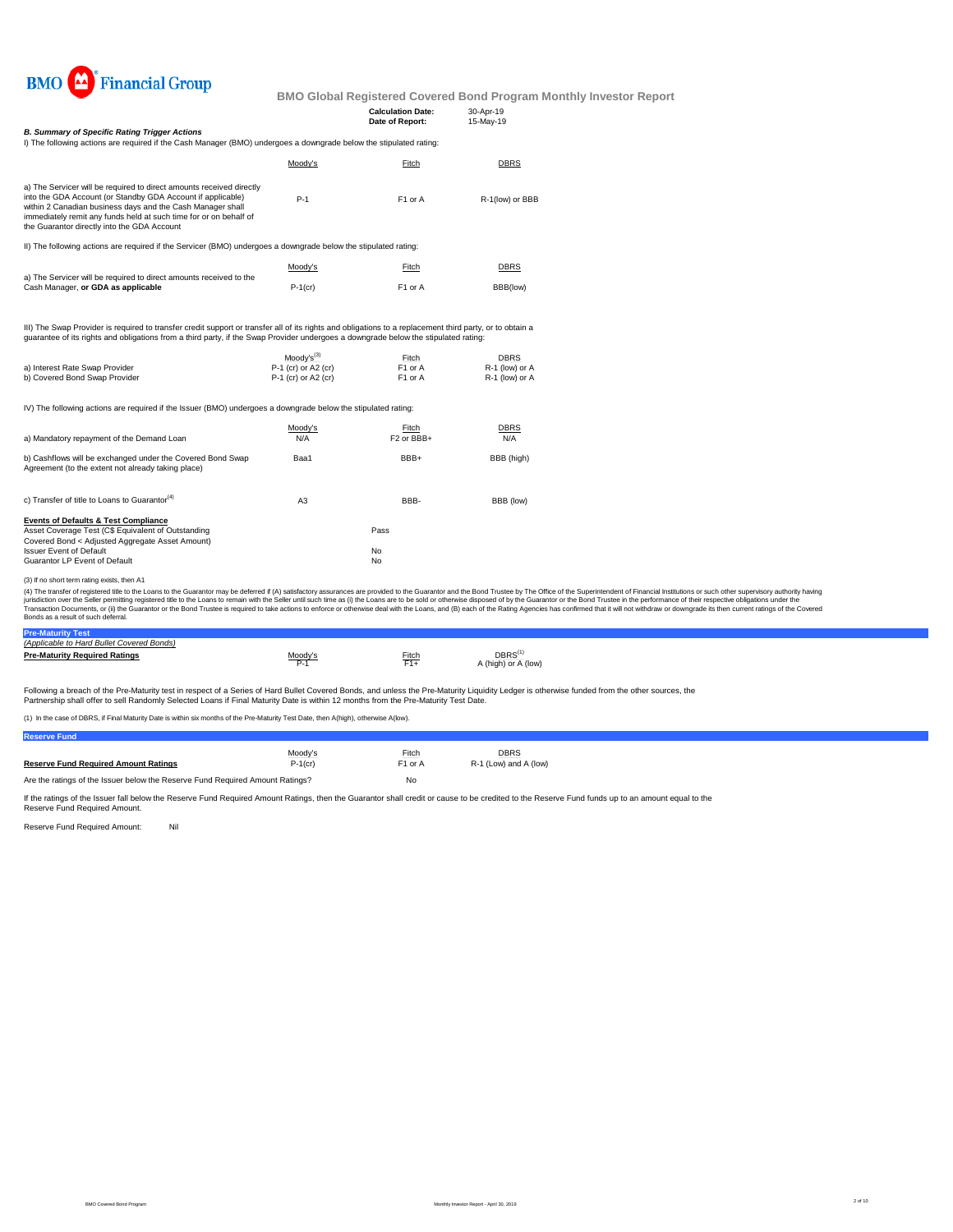BMO Financial Group

# BMO Global Registered Covered Bond Program Monthly Investor Report

**Calculation Date:** 30-Apr-19
**Date of Report:** 15-May-19

***B. Summary of Specific Rating Trigger Actions***

I) The following actions are required if the Cash Manager (BMO) undergoes a downgrade below the stipulated rating:

| | Moody's | Fitch | DBRS |
|---|---|---|---|
| a) The Servicer will be required to direct amounts received directly into the GDA Account (or Standby GDA Account if applicable) within 2 Canadian business days and the Cash Manager shall immediately remit any funds held at such time for or on behalf of the Guarantor directly into the GDA Account | P-1 | F1 or A | R-1(low) or BBB |

II) The following actions are required if the Servicer (BMO) undergoes a downgrade below the stipulated rating:

| | Moody's | Fitch | DBRS |
|---|---|---|---|
| a) The Servicer will be required to direct amounts received to the Cash Manager, **or GDA as applicable** | P-1(cr) | F1 or A | BBB(low) |

III) The Swap Provider is required to transfer credit support or transfer all of its rights and obligations to a replacement third party, or to obtain a guarantee of its rights and obligations from a third party, if the Swap Provider undergoes a downgrade below the stipulated rating:

| | Moody's[3] | Fitch | DBRS |
|---|---|---|---|
| a) Interest Rate Swap Provider | P-1 (cr) or A2 (cr) | F1 or A | R-1 (low) or A |
| b) Covered Bond Swap Provider | P-1 (cr) or A2 (cr) | F1 or A | R-1 (low) or A |

IV) The following actions are required if the Issuer (BMO) undergoes a downgrade below the stipulated rating:

| | Moody's | Fitch | DBRS |
|---|---|---|---|
| a) Mandatory repayment of the Demand Loan | N/A | F2 or BBB+ | N/A |
| b) Cashflows will be exchanged under the Covered Bond Swap Agreement (to the extent not already taking place) | Baa1 | BBB+ | BBB (high) |
| c) Transfer of title to Loans to Guarantor[4] | A3 | BBB- | BBB (low) |

**Events of Defaults & Test Compliance**

| | |
|---|---|
| Asset Coverage Test (C$ Equivalent of Outstanding Covered Bond < Adjusted Aggregate Asset Amount) | Pass |
| Issuer Event of Default | No |
| Guarantor LP Event of Default | No |

(3) If no short term rating exists, then A1

(4) The transfer of registered title to the Loans to the Guarantor may be deferred if (A) satisfactory assurances are provided to the Guarantor and the Bond Trustee by The Office of the Superintendent of Financial Institutions or such other supervisory authority having jurisdiction over the Seller permitting registered title to the Loans to remain with the Seller until such time as (i) the Loans are to be sold or otherwise disposed of by the Guarantor or the Bond Trustee in the performance of their respective obligations under the Transaction Documents, or (ii) the Guarantor or the Bond Trustee is required to take actions to enforce or otherwise deal with the Loans, and (B) each of the Rating Agencies has confirmed that it will not withdraw or downgrade its then current ratings of the Covered Bonds as a result of such deferral.

## Pre-Maturity Test

*(Applicable to Hard Bullet Covered Bonds)*

| **Pre-Maturity Required Ratings** | Moody's | Fitch | DBRS[1] |
|---|---|---|---|
| | P-1 | F1+ | A (high) or A (low) |

Following a breach of the Pre-Maturity test in respect of a Series of Hard Bullet Covered Bonds, and unless the Pre-Maturity Liquidity Ledger is otherwise funded from the other sources, the Partnership shall offer to sell Randomly Selected Loans if Final Maturity Date is within 12 months from the Pre-Maturity Test Date.

(1) In the case of DBRS, if Final Maturity Date is within six months of the Pre-Maturity Test Date, then A(high), otherwise A(low).

## Reserve Fund

| | Moody's | Fitch | DBRS |
|---|---|---|---|
| **Reserve Fund Required Amount Ratings** | P-1(cr) | F1 or A | R-1 (Low) and A (low) |
| Are the ratings of the Issuer below the Reserve Fund Required Amount Ratings? | | No | |

If the ratings of the Issuer fall below the Reserve Fund Required Amount Ratings, then the Guarantor shall credit or cause to be credited to the Reserve Fund funds up to an amount equal to the Reserve Fund Required Amount.

Reserve Fund Required Amount: Nil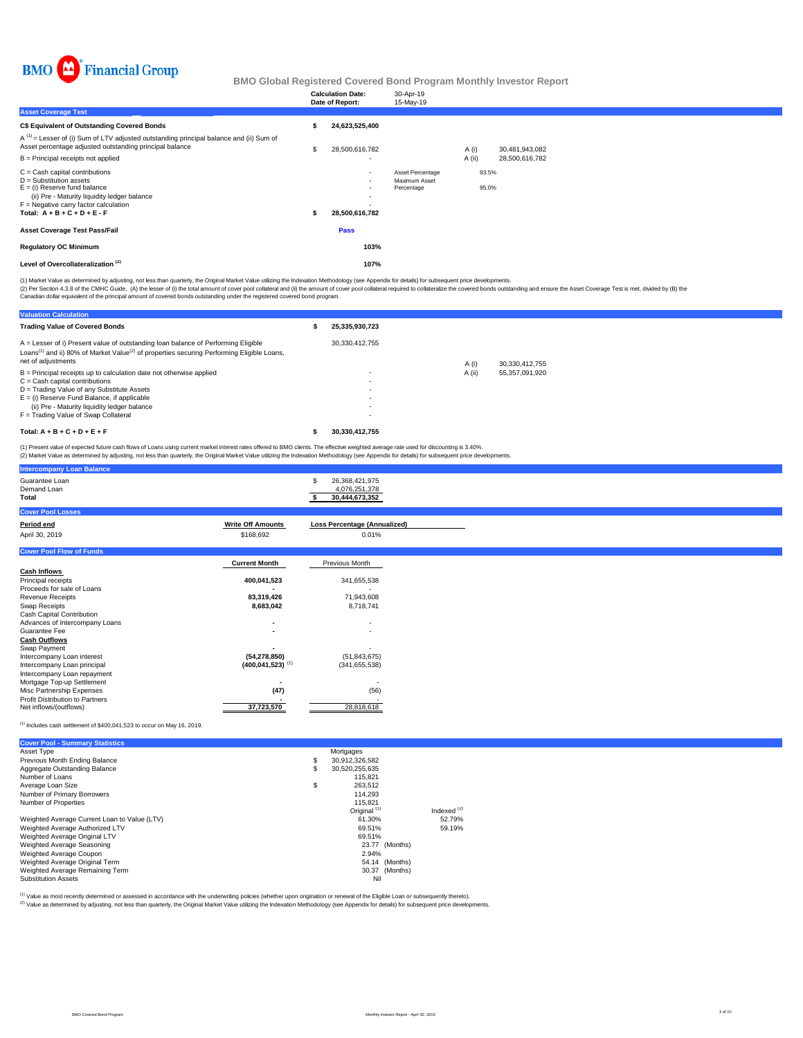# BMO Financial Group

## BMO Global Registered Covered Bond Program Monthly Investor Report

| | |
|---|---|
| Calculation Date: | 30-Apr-19 |
| Date of Report: | 15-May-19 |

### Asset Coverage Test

| | | | | |
|---|---|---|---|---|
| **C$ Equivalent of Outstanding Covered Bonds** | **$ 24,623,525,400** | | | |
| A [1] = Lesser of (i) Sum of LTV adjusted outstanding principal balance and (ii) Sum of Asset percentage adjusted outstanding principal balance | $ 28,500,616,782 | | A (i) | 30,481,943,082 |
| B = Principal receipts not applied | - | | A (ii) | 28,500,616,782 |
| C = Cash capital contributions | - | Asset Percentage | 93.5% | |
| D = Substitution assets | - | Maximum Asset Percentage | 95.0% | |
| E = (i) Reserve fund balance | - | | | |
| (ii) Pre - Maturity liquidity ledger balance | - | | | |
| F = Negative carry factor calculation | - | | | |
| **Total: A + B + C + D + E - F** | **$ 28,500,616,782** | | | |
| **Asset Coverage Test Pass/Fail** | **Pass** | | | |
| **Regulatory OC Minimum** | **103%** | | | |
| **Level of Overcollateralization [2]** | **107%** | | | |

(1) Market Value as determined by adjusting, not less than quarterly, the Original Market Value utilizing the Indexation Methodology (see Appendix for details) for subsequent price developments.
(2) Per Section 4.3.8 of the CMHC Guide, (A) the lesser of (i) the total amount of cover pool collateral and (ii) the amount of cover pool collateral required to collateralize the covered bonds outstanding and ensure the Asset Coverage Test is met, divided by (B) the Canadian dollar equivalent of the principal amount of covered bonds outstanding under the registered covered bond program.

### Valuation Calculation

| | | | |
|---|---|---|---|
| **Trading Value of Covered Bonds** | **$ 25,335,930,723** | | |
| A = Lesser of i) Present value of outstanding loan balance of Performing Eligible Loans[1] and ii) 80% of Market Value[2] of properties securing Performing Eligible Loans, net of adjustments | 30,330,412,755 | A (i) | 30,330,412,755 |
| B = Principal receipts up to calculation date not otherwise applied | - | A (ii) | 55,357,091,920 |
| C = Cash capital contributions | - | | |
| D = Trading Value of any Substitute Assets | - | | |
| E = (i) Reserve Fund Balance, if applicable | - | | |
| (ii) Pre - Maturity liquidity ledger balance | - | | |
| F = Trading Value of Swap Collateral | - | | |
| **Total: A + B + C + D + E + F** | **$ 30,330,412,755** | | |

(1) Present value of expected future cash flows of Loans using current market interest rates offered to BMO clients. The effective weighted average rate used for discounting is 3.40%.
(2) Market Value as determined by adjusting, not less than quarterly, the Original Market Value utilizing the Indexation Methodology (see Appendix for details) for subsequent price developments.

### Intercompany Loan Balance

| | |
|---|---|
| Guarantee Loan | $ 26,368,421,975 |
| Demand Loan | 4,076,251,378 |
| **Total** | **$ 30,444,673,352** |

### Cover Pool Losses

| Period end | Write Off Amounts | Loss Percentage (Annualized) |
|---|---|---|
| April 30, 2019 | $168,692 | 0.01% |

### Cover Pool Flow of Funds

| | Current Month | Previous Month |
|---|---|---|
| **Cash Inflows** | | |
| Principal receipts | 400,041,523 | 341,655,538 |
| Proceeds for sale of Loans | - | - |
| Revenue Receipts | 83,319,426 | 71,943,608 |
| Swap Receipts | 8,683,042 | 8,718,741 |
| Cash Capital Contribution | | |
| Advances of Intercompany Loans | - | - |
| Guarantee Fee | - | - |
| **Cash Outflows** | | |
| Swap Payment | - | - |
| Intercompany Loan interest | (54,278,850) | (51,843,675) |
| Intercompany Loan principal | (400,041,523) [1] | (341,655,538) |
| Intercompany Loan repayment | | |
| Mortgage Top-up Settlement | - | - |
| Misc Partnership Expenses | (47) | (56) |
| Profit Distribution to Partners | - | - |
| Net inflows/(outflows) | 37,723,570 | 28,818,618 |

[1] Includes cash settlement of $400,041,523 to occur on May 16, 2019.

### Cover Pool - Summary Statistics

| | | |
|---|---|---|
| Asset Type | Mortgages | |
| Previous Month Ending Balance | $ 30,912,326,582 | |
| Aggregate Outstanding Balance | $ 30,520,255,635 | |
| Number of Loans | 115,821 | |
| Average Loan Size | $ 263,512 | |
| Number of Primary Borrowers | 114,293 | |
| Number of Properties | 115,821 | |
| | Original [1] | Indexed [2] |
| Weighted Average Current Loan to Value (LTV) | 61.30% | 52.79% |
| Weighted Average Authorized LTV | 69.51% | 59.19% |
| Weighted Average Original LTV | 69.51% | |
| Weighted Average Seasoning | 23.77 (Months) | |
| Weighted Average Coupon | 2.94% | |
| Weighted Average Original Term | 54.14 (Months) | |
| Weighted Average Remaining Term | 30.37 (Months) | |
| Substitution Assets | Nil | |

[1] Value as most recently determined or assessed in accordance with the underwriting policies (whether upon origination or renewal of the Eligible Loan or subsequently thereto).
[2] Value as determined by adjusting, not less than quarterly, the Original Market Value utilizing the Indexation Methodology (see Appendix for details) for subsequent price developments.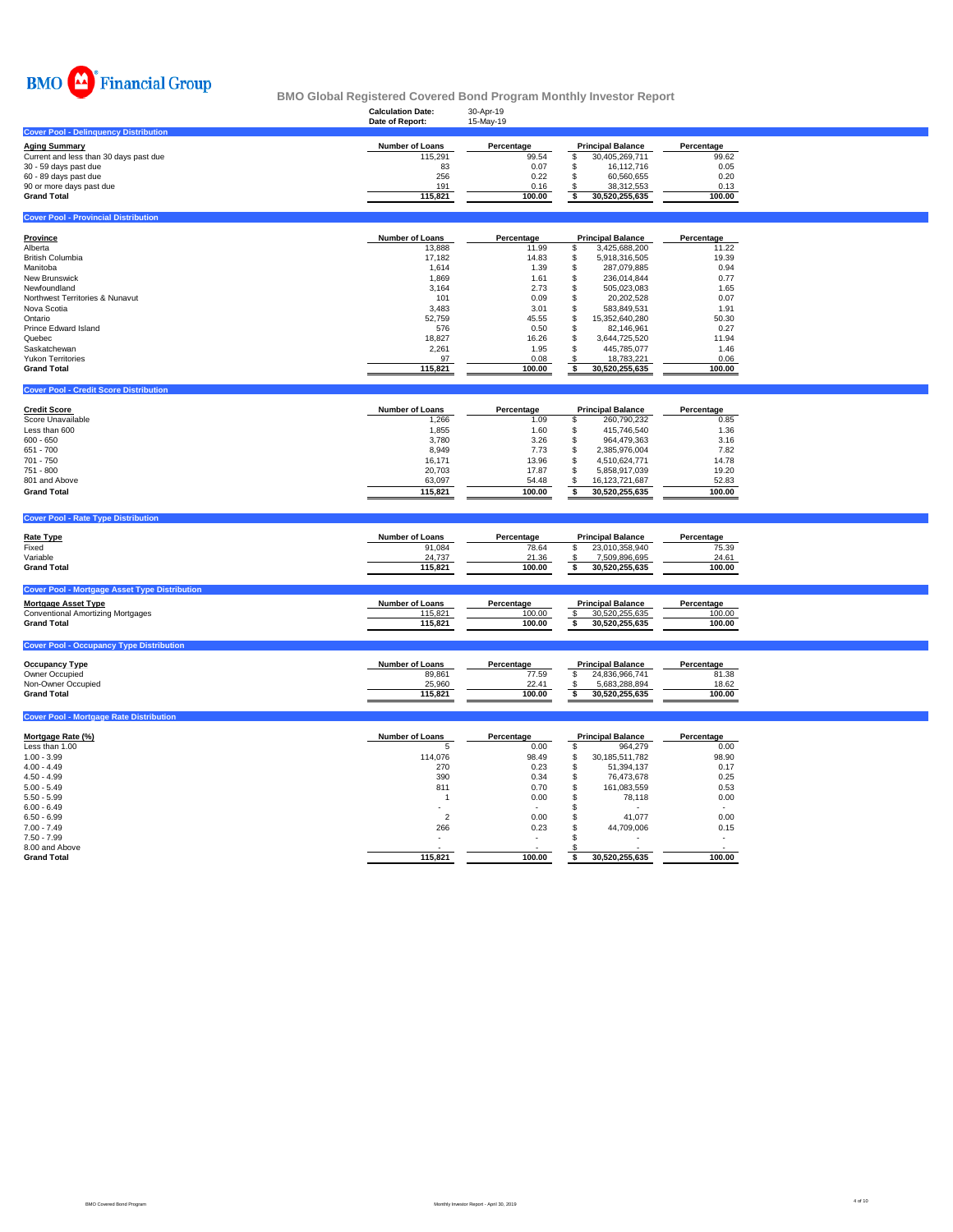BMO Financial Group

# BMO Global Registered Covered Bond Program Monthly Investor Report

**Calculation Date:** 30-Apr-19
**Date of Report:** 15-May-19

## Cover Pool - Delinquency Distribution

| Aging Summary | Number of Loans | Percentage | Principal Balance | Percentage |
|---|---|---|---|---|
| Current and less than 30 days past due | 115,291 | 99.54 | $ 30,405,269,711 | 99.62 |
| 30 - 59 days past due | 83 | 0.07 | $ 16,112,716 | 0.05 |
| 60 - 89 days past due | 256 | 0.22 | $ 60,560,655 | 0.20 |
| 90 or more days past due | 191 | 0.16 | $ 38,312,553 | 0.13 |
| **Grand Total** | **115,821** | **100.00** | **$ 30,520,255,635** | **100.00** |

## Cover Pool - Provincial Distribution

| Province | Number of Loans | Percentage | Principal Balance | Percentage |
|---|---|---|---|---|
| Alberta | 13,888 | 11.99 | $ 3,425,688,200 | 11.22 |
| British Columbia | 17,182 | 14.83 | $ 5,918,316,505 | 19.39 |
| Manitoba | 1,614 | 1.39 | $ 287,079,885 | 0.94 |
| New Brunswick | 1,869 | 1.61 | $ 236,014,844 | 0.77 |
| Newfoundland | 3,164 | 2.73 | $ 505,023,083 | 1.65 |
| Northwest Territories & Nunavut | 101 | 0.09 | $ 20,202,528 | 0.07 |
| Nova Scotia | 3,483 | 3.01 | $ 583,849,531 | 1.91 |
| Ontario | 52,759 | 45.55 | $ 15,352,640,280 | 50.30 |
| Prince Edward Island | 576 | 0.50 | $ 82,146,961 | 0.27 |
| Quebec | 18,827 | 16.26 | $ 3,644,725,520 | 11.94 |
| Saskatchewan | 2,261 | 1.95 | $ 445,785,077 | 1.46 |
| Yukon Territories | 97 | 0.08 | $ 18,783,221 | 0.06 |
| **Grand Total** | **115,821** | **100.00** | **$ 30,520,255,635** | **100.00** |

## Cover Pool - Credit Score Distribution

| Credit Score | Number of Loans | Percentage | Principal Balance | Percentage |
|---|---|---|---|---|
| Score Unavailable | 1,266 | 1.09 | $ 260,790,232 | 0.85 |
| Less than 600 | 1,855 | 1.60 | $ 415,746,540 | 1.36 |
| 600 - 650 | 3,780 | 3.26 | $ 964,479,363 | 3.16 |
| 651 - 700 | 8,949 | 7.73 | $ 2,385,976,004 | 7.82 |
| 701 - 750 | 16,171 | 13.96 | $ 4,510,624,771 | 14.78 |
| 751 - 800 | 20,703 | 17.87 | $ 5,858,917,039 | 19.20 |
| 801 and Above | 63,097 | 54.48 | $ 16,123,721,687 | 52.83 |
| **Grand Total** | **115,821** | **100.00** | **$ 30,520,255,635** | **100.00** |

## Cover Pool - Rate Type Distribution

| Rate Type | Number of Loans | Percentage | Principal Balance | Percentage |
|---|---|---|---|---|
| Fixed | 91,084 | 78.64 | $ 23,010,358,940 | 75.39 |
| Variable | 24,737 | 21.36 | $ 7,509,896,695 | 24.61 |
| **Grand Total** | **115,821** | **100.00** | **$ 30,520,255,635** | **100.00** |

## Cover Pool - Mortgage Asset Type Distribution

| Mortgage Asset Type | Number of Loans | Percentage | Principal Balance | Percentage |
|---|---|---|---|---|
| Conventional Amortizing Mortgages | 115,821 | 100.00 | $ 30,520,255,635 | 100.00 |
| **Grand Total** | **115,821** | **100.00** | **$ 30,520,255,635** | **100.00** |

## Cover Pool - Occupancy Type Distribution

| Occupancy Type | Number of Loans | Percentage | Principal Balance | Percentage |
|---|---|---|---|---|
| Owner Occupied | 89,861 | 77.59 | $ 24,836,966,741 | 81.38 |
| Non-Owner Occupied | 25,960 | 22.41 | $ 5,683,288,894 | 18.62 |
| **Grand Total** | **115,821** | **100.00** | **$ 30,520,255,635** | **100.00** |

## Cover Pool - Mortgage Rate Distribution

| Mortgage Rate (%) | Number of Loans | Percentage | Principal Balance | Percentage |
|---|---|---|---|---|
| Less than 1.00 | 5 | 0.00 | $ 964,279 | 0.00 |
| 1.00 - 3.99 | 114,076 | 98.49 | $ 30,185,511,782 | 98.90 |
| 4.00 - 4.49 | 270 | 0.23 | $ 51,394,137 | 0.17 |
| 4.50 - 4.99 | 390 | 0.34 | $ 76,473,678 | 0.25 |
| 5.00 - 5.49 | 811 | 0.70 | $ 161,083,559 | 0.53 |
| 5.50 - 5.99 | 1 | 0.00 | $ 78,118 | 0.00 |
| 6.00 - 6.49 | - | - | $ - | - |
| 6.50 - 6.99 | 2 | 0.00 | $ 41,077 | 0.00 |
| 7.00 - 7.49 | 266 | 0.23 | $ 44,709,006 | 0.15 |
| 7.50 - 7.99 | - | - | $ - | - |
| 8.00 and Above | - | - | $ - | - |
| **Grand Total** | **115,821** | **100.00** | **$ 30,520,255,635** | **100.00** |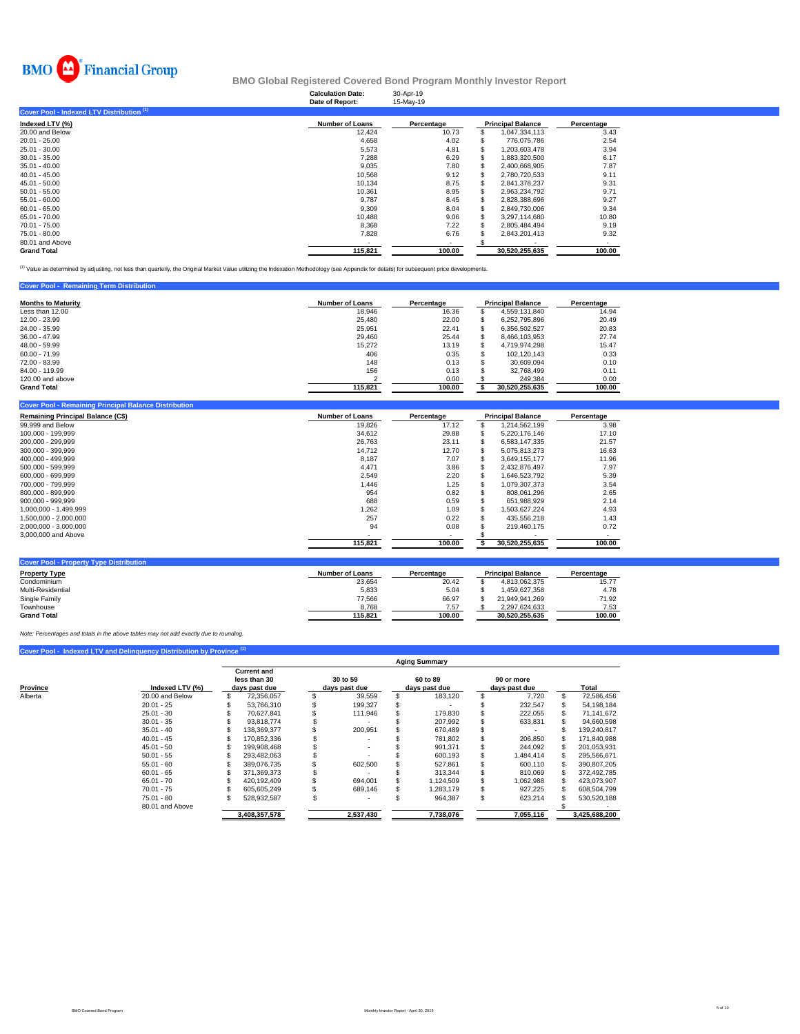BMO Financial Group

# BMO Global Registered Covered Bond Program Monthly Investor Report

**Calculation Date:** 30-Apr-19
**Date of Report:** 15-May-19

## Cover Pool - Indexed LTV Distribution [1]

| Indexed LTV (%) | Number of Loans | Percentage | Principal Balance | Percentage |
|---|---|---|---|---|
| 20.00 and Below | 12,424 | 10.73 | $ 1,047,334,113 | 3.43 |
| 20.01 - 25.00 | 4,658 | 4.02 | $ 776,075,786 | 2.54 |
| 25.01 - 30.00 | 5,573 | 4.81 | $ 1,203,603,478 | 3.94 |
| 30.01 - 35.00 | 7,288 | 6.29 | $ 1,883,320,500 | 6.17 |
| 35.01 - 40.00 | 9,035 | 7.80 | $ 2,400,668,905 | 7.87 |
| 40.01 - 45.00 | 10,568 | 9.12 | $ 2,780,720,533 | 9.11 |
| 45.01 - 50.00 | 10,134 | 8.75 | $ 2,841,378,237 | 9.31 |
| 50.01 - 55.00 | 10,361 | 8.95 | $ 2,963,234,792 | 9.71 |
| 55.01 - 60.00 | 9,787 | 8.45 | $ 2,828,388,696 | 9.27 |
| 60.01 - 65.00 | 9,309 | 8.04 | $ 2,849,730,006 | 9.34 |
| 65.01 - 70.00 | 10,488 | 9.06 | $ 3,297,114,680 | 10.80 |
| 70.01 - 75.00 | 8,368 | 7.22 | $ 2,805,484,494 | 9.19 |
| 75.01 - 80.00 | 7,828 | 6.76 | $ 2,843,201,413 | 9.32 |
| 80.01 and Above | - | - | $ - | - |
| **Grand Total** | **115,821** | **100.00** | **30,520,255,635** | **100.00** |

[1] Value as determined by adjusting, not less than quarterly, the Original Market Value utilizing the Indexation Methodology (see Appendix for details) for subsequent price developments.

## Cover Pool - Remaining Term Distribution

| Months to Maturity | Number of Loans | Percentage | Principal Balance | Percentage |
|---|---|---|---|---|
| Less than 12.00 | 18,946 | 16.36 | $ 4,559,131,840 | 14.94 |
| 12.00 - 23.99 | 25,480 | 22.00 | $ 6,252,795,896 | 20.49 |
| 24.00 - 35.99 | 25,951 | 22.41 | $ 6,356,502,527 | 20.83 |
| 36.00 - 47.99 | 29,460 | 25.44 | $ 8,466,103,953 | 27.74 |
| 48.00 - 59.99 | 15,272 | 13.19 | $ 4,719,974,298 | 15.47 |
| 60.00 - 71.99 | 406 | 0.35 | $ 102,120,143 | 0.33 |
| 72.00 - 83.99 | 148 | 0.13 | $ 30,609,094 | 0.10 |
| 84.00 - 119.99 | 156 | 0.13 | $ 32,768,499 | 0.11 |
| 120.00 and above | 2 | 0.00 | $ 249,384 | 0.00 |
| **Grand Total** | **115,821** | **100.00** | **$ 30,520,255,635** | **100.00** |

## Cover Pool - Remaining Principal Balance Distribution

| Remaining Principal Balance (C$) | Number of Loans | Percentage | Principal Balance | Percentage |
|---|---|---|---|---|
| 99,999 and Below | 19,826 | 17.12 | $ 1,214,562,199 | 3.98 |
| 100,000 - 199,999 | 34,612 | 29.88 | $ 5,220,176,146 | 17.10 |
| 200,000 - 299,999 | 26,763 | 23.11 | $ 6,583,147,335 | 21.57 |
| 300,000 - 399,999 | 14,712 | 12.70 | $ 5,075,813,273 | 16.63 |
| 400,000 - 499,999 | 8,187 | 7.07 | $ 3,649,155,177 | 11.96 |
| 500,000 - 599,999 | 4,471 | 3.86 | $ 2,432,876,497 | 7.97 |
| 600,000 - 699,999 | 2,549 | 2.20 | $ 1,646,523,792 | 5.39 |
| 700,000 - 799,999 | 1,446 | 1.25 | $ 1,079,307,373 | 3.54 |
| 800,000 - 899,999 | 954 | 0.82 | $ 808,061,296 | 2.65 |
| 900,000 - 999,999 | 688 | 0.59 | $ 651,988,929 | 2.14 |
| 1,000,000 - 1,499,999 | 1,262 | 1.09 | $ 1,503,627,224 | 4.93 |
| 1,500,000 - 2,000,000 | 257 | 0.22 | $ 435,556,218 | 1.43 |
| 2,000,000 - 3,000,000 | 94 | 0.08 | $ 219,460,175 | 0.72 |
| 3,000,000 and Above | - | - | $ - | - |
| | **115,821** | **100.00** | **$ 30,520,255,635** | **100.00** |

## Cover Pool - Property Type Distribution

| Property Type | Number of Loans | Percentage | Principal Balance | Percentage |
|---|---|---|---|---|
| Condominium | 23,654 | 20.42 | $ 4,813,062,375 | 15.77 |
| Multi-Residential | 5,833 | 5.04 | $ 1,459,627,358 | 4.78 |
| Single Family | 77,566 | 66.97 | $ 21,949,941,269 | 71.92 |
| Townhouse | 8,768 | 7.57 | $ 2,297,624,633 | 7.53 |
| **Grand Total** | **115,821** | **100.00** | **30,520,255,635** | **100.00** |

*Note: Percentages and totals in the above tables may not add exactly due to rounding.*

## Cover Pool - Indexed LTV and Delinquency Distribution by Province [1]

| | | Aging Summary | | | | |
|---|---|---|---|---|---|---|
| **Province** | **Indexed LTV (%)** | **Current and less than 30 days past due** | **30 to 59 days past due** | **60 to 89 days past due** | **90 or more days past due** | **Total** |
| Alberta | 20.00 and Below | $ 72,356,057 | $ 39,559 | $ 183,120 | $ 7,720 | $ 72,586,456 |
| | 20.01 - 25 | $ 53,766,310 | $ 199,327 | $ - | $ 232,547 | $ 54,198,184 |
| | 25.01 - 30 | $ 70,627,841 | $ 111,946 | $ 179,830 | $ 222,055 | $ 71,141,672 |
| | 30.01 - 35 | $ 93,818,774 | $ - | $ 207,992 | $ 633,831 | $ 94,660,598 |
| | 35.01 - 40 | $ 138,369,377 | $ 200,951 | $ 670,489 | $ - | $ 139,240,817 |
| | 40.01 - 45 | $ 170,852,336 | $ - | $ 781,802 | $ 206,850 | $ 171,840,988 |
| | 45.01 - 50 | $ 199,908,468 | $ - | $ 901,371 | $ 244,092 | $ 201,053,931 |
| | 50.01 - 55 | $ 293,482,063 | $ - | $ 600,193 | $ 1,484,414 | $ 295,566,671 |
| | 55.01 - 60 | $ 389,076,735 | $ 602,500 | $ 527,861 | $ 600,110 | $ 390,807,205 |
| | 60.01 - 65 | $ 371,369,373 | $ - | $ 313,344 | $ 810,069 | $ 372,492,785 |
| | 65.01 - 70 | $ 420,192,409 | $ 694,001 | $ 1,124,509 | $ 1,062,988 | $ 423,073,907 |
| | 70.01 - 75 | $ 605,605,249 | $ 689,146 | $ 1,283,179 | $ 927,225 | $ 608,504,799 |
| | 75.01 - 80 | $ 528,932,587 | $ - | $ 964,387 | $ 623,214 | $ 530,520,188 |
| | 80.01 and Above | | | | | $ - |
| | | **3,408,357,578** | **2,537,430** | **7,738,076** | **7,055,116** | **3,425,688,200** |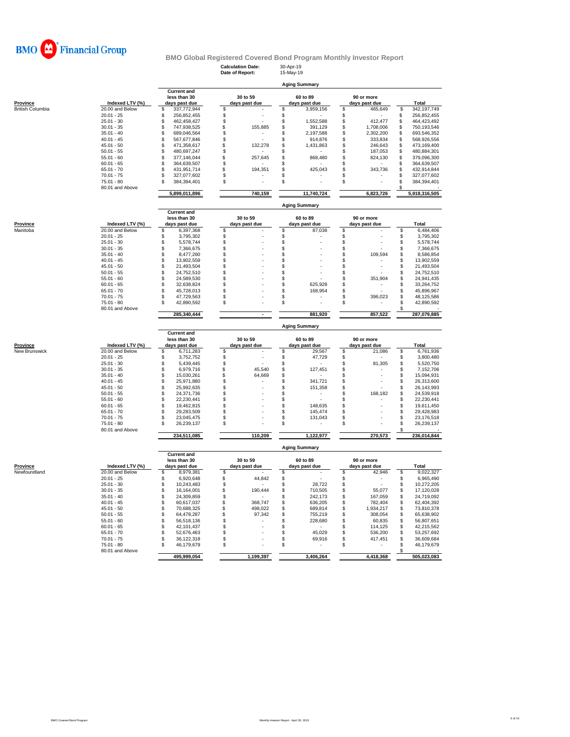BMO Financial Group

# BMO Global Registered Covered Bond Program Monthly Investor Report

**Calculation Date:** 30-Apr-19
**Date of Report:** 15-May-19

## Aging Summary

| Province | Indexed LTV (%) | Current and less than 30 days past due | 30 to 59 days past due | 60 to 89 days past due | 90 or more days past due | Total |
|---|---|---|---|---|---|---|
| British Columbia | 20.00 and Below | $ 337,772,944 | $ - | $ 3,959,156 | $ 465,649 | $ 342,197,749 |
| | 20.01 - 25 | $ 256,852,455 | $ - | $ - | $ - | $ 256,852,455 |
| | 25.01 - 30 | $ 462,458,427 | $ - | $ 1,552,588 | $ 412,477 | $ 464,423,492 |
| | 30.01 - 35 | $ 747,938,525 | $ 155,885 | $ 391,129 | $ 1,708,006 | $ 750,193,546 |
| | 35.01 - 40 | $ 689,046,564 | $ - | $ 2,197,588 | $ 2,302,200 | $ 693,546,352 |
| | 40.01 - 45 | $ 567,677,846 | $ - | $ 914,876 | $ 333,834 | $ 568,926,556 |
| | 45.01 - 50 | $ 471,358,617 | $ 132,278 | $ 1,431,863 | $ 246,643 | $ 473,169,400 |
| | 50.01 - 55 | $ 480,697,247 | $ - | $ - | $ 187,053 | $ 480,884,301 |
| | 55.01 - 60 | $ 377,146,044 | $ 257,645 | $ 868,480 | $ 824,130 | $ 379,096,300 |
| | 60.01 - 65 | $ 364,639,507 | $ - | $ - | $ - | $ 364,639,507 |
| | 65.01 - 70 | $ 431,951,714 | $ 194,351 | $ 425,043 | $ 343,736 | $ 432,914,844 |
| | 70.01 - 75 | $ 327,077,602 | $ - | $ - | $ - | $ 327,077,602 |
| | 75.01 - 80 | $ 384,394,401 | $ - | $ - | $ - | $ 384,394,401 |
| | 80.01 and Above | | | | | $ - |
| | | 5,899,011,896 | 740,159 | 11,740,724 | 6,823,726 | 5,918,316,505 |

## Aging Summary

| Province | Indexed LTV (%) | Current and less than 30 days past due | 30 to 59 days past due | 60 to 89 days past due | 90 or more days past due | Total |
|---|---|---|---|---|---|---|
| Manitoba | 20.00 and Below | $ 6,397,368 | $ - | $ 87,038 | $ - | $ 6,484,406 |
| | 20.01 - 25 | $ 3,795,302 | $ - | $ - | $ - | $ 3,795,302 |
| | 25.01 - 30 | $ 5,578,744 | $ - | $ - | $ - | $ 5,578,744 |
| | 30.01 - 35 | $ 7,366,675 | $ - | $ - | $ - | $ 7,366,675 |
| | 35.01 - 40 | $ 8,477,260 | $ - | $ - | $ 109,594 | $ 8,586,854 |
| | 40.01 - 45 | $ 13,902,559 | $ - | $ - | $ - | $ 13,902,559 |
| | 45.01 - 50 | $ 21,493,504 | $ - | $ - | $ - | $ 21,493,504 |
| | 50.01 - 55 | $ 24,752,510 | $ - | $ - | $ - | $ 24,752,510 |
| | 55.01 - 60 | $ 24,589,530 | $ - | $ - | $ 351,904 | $ 24,941,435 |
| | 60.01 - 65 | $ 32,638,824 | $ - | $ 625,928 | $ - | $ 33,264,752 |
| | 65.01 - 70 | $ 45,728,013 | $ - | $ 168,954 | $ - | $ 45,896,967 |
| | 70.01 - 75 | $ 47,729,563 | $ - | $ - | $ 396,023 | $ 48,125,586 |
| | 75.01 - 80 | $ 42,890,592 | $ - | $ - | $ - | $ 42,890,592 |
| | 80.01 and Above | | | | | $ - |
| | | 285,340,444 | - | 881,920 | 857,522 | 287,079,885 |

## Aging Summary

| Province | Indexed LTV (%) | Current and less than 30 days past due | 30 to 59 days past due | 60 to 89 days past due | 90 or more days past due | Total |
|---|---|---|---|---|---|---|
| New Brunswick | 20.00 and Below | $ 6,711,283 | $ - | $ 29,567 | $ 21,086 | $ 6,761,936 |
| | 20.01 - 25 | $ 3,752,752 | $ - | $ 47,729 | $ - | $ 3,800,480 |
| | 25.01 - 30 | $ 5,439,445 | $ - | $ - | $ 81,305 | $ 5,520,750 |
| | 30.01 - 35 | $ 6,979,716 | $ 45,540 | $ 127,451 | $ - | $ 7,152,706 |
| | 35.01 - 40 | $ 15,030,261 | $ 64,669 | $ - | $ - | $ 15,094,931 |
| | 40.01 - 45 | $ 25,971,880 | $ - | $ 341,721 | $ - | $ 26,313,600 |
| | 45.01 - 50 | $ 25,992,635 | $ - | $ 151,358 | $ - | $ 26,143,993 |
| | 50.01 - 55 | $ 24,371,736 | $ - | $ - | $ 168,182 | $ 24,539,918 |
| | 55.01 - 60 | $ 22,230,441 | $ - | $ - | $ - | $ 22,230,441 |
| | 60.01 - 65 | $ 19,462,815 | $ - | $ 148,635 | $ - | $ 19,611,450 |
| | 65.01 - 70 | $ 29,283,509 | $ - | $ 145,474 | $ - | $ 29,428,983 |
| | 70.01 - 75 | $ 23,045,475 | $ - | $ 131,043 | $ - | $ 23,176,518 |
| | 75.01 - 80 | $ 26,239,137 | $ - | $ - | $ - | $ 26,239,137 |
| | 80.01 and Above | | | | | $ - |
| | | 234,511,085 | 110,209 | 1,122,977 | 270,573 | 236,014,844 |

## Aging Summary

| Province | Indexed LTV (%) | Current and less than 30 days past due | 30 to 59 days past due | 60 to 89 days past due | 90 or more days past due | Total |
|---|---|---|---|---|---|---|
| Newfoundland | 20.00 and Below | $ 8,979,381 | $ - | $ - | $ 42,946 | $ 9,022,327 |
| | 20.01 - 25 | $ 6,920,648 | $ 44,842 | $ - | $ - | $ 6,965,490 |
| | 25.01 - 30 | $ 10,243,483 | $ - | $ 28,722 | $ - | $ 10,272,205 |
| | 30.01 - 35 | $ 16,164,001 | $ 190,444 | $ 710,505 | $ 55,077 | $ 17,120,028 |
| | 35.01 - 40 | $ 24,309,859 | $ - | $ 242,173 | $ 167,059 | $ 24,719,092 |
| | 40.01 - 45 | $ 60,617,037 | $ 368,747 | $ 636,205 | $ 782,404 | $ 62,404,392 |
| | 45.01 - 50 | $ 70,688,325 | $ 498,022 | $ 689,814 | $ 1,934,217 | $ 73,810,378 |
| | 50.01 - 55 | $ 64,478,287 | $ 97,342 | $ 755,219 | $ 308,054 | $ 65,638,902 |
| | 55.01 - 60 | $ 56,518,136 | $ - | $ 228,680 | $ 60,835 | $ 56,807,651 |
| | 60.01 - 65 | $ 42,101,437 | $ - | $ - | $ 114,125 | $ 42,215,562 |
| | 65.01 - 70 | $ 52,676,463 | $ - | $ 45,029 | $ 536,200 | $ 53,257,692 |
| | 70.01 - 75 | $ 36,122,318 | $ - | $ 69,916 | $ 417,451 | $ 36,609,684 |
| | 75.01 - 80 | $ 46,179,679 | $ - | $ - | $ - | $ 46,179,679 |
| | 80.01 and Above | | | | | $ - |
| | | 495,999,054 | 1,199,397 | 3,406,264 | 4,418,368 | 505,023,083 |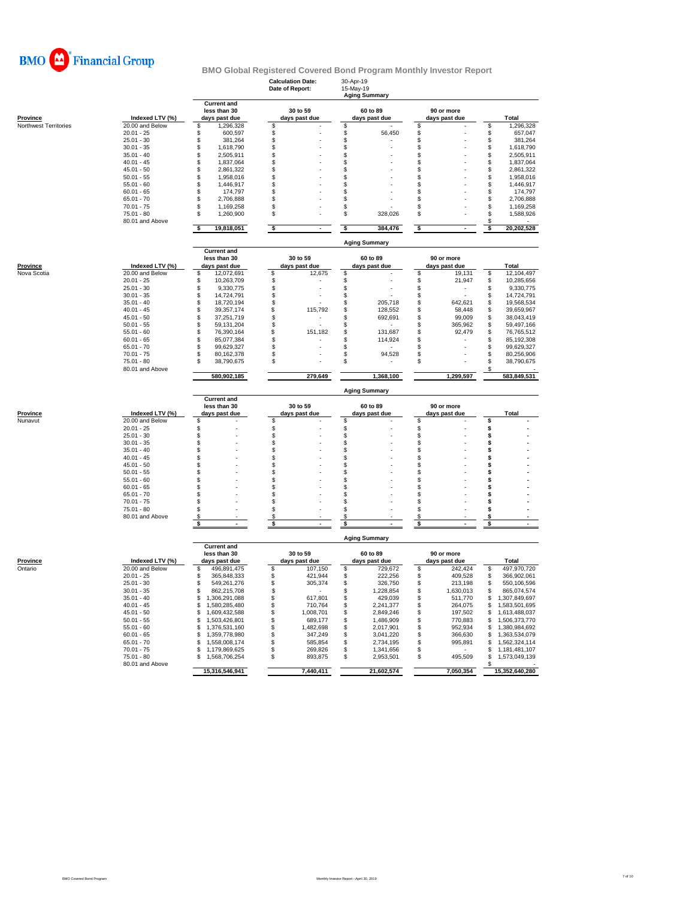**BMO Financial Group**

# BMO Global Registered Covered Bond Program Monthly Investor Report

**Calculation Date:** 30-Apr-19
**Date of Report:** 15-May-19

## Aging Summary

| Province | Indexed LTV (%) | Current and less than 30 days past due | 30 to 59 days past due | 60 to 89 days past due | 90 or more days past due | Total |
|---|---|---|---|---|---|---|
| Northwest Territories | 20.00 and Below | $ 1,296,328 | $ - | $ - | $ - | $ 1,296,328 |
| | 20.01 - 25 | $ 600,597 | $ - | $ 56,450 | $ - | $ 657,047 |
| | 25.01 - 30 | $ 381,264 | $ - | $ - | $ - | $ 381,264 |
| | 30.01 - 35 | $ 1,618,790 | $ - | $ - | $ - | $ 1,618,790 |
| | 35.01 - 40 | $ 2,505,911 | $ - | $ - | $ - | $ 2,505,911 |
| | 40.01 - 45 | $ 1,837,064 | $ - | $ - | $ - | $ 1,837,064 |
| | 45.01 - 50 | $ 2,861,322 | $ - | $ - | $ - | $ 2,861,322 |
| | 50.01 - 55 | $ 1,958,016 | $ - | $ - | $ - | $ 1,958,016 |
| | 55.01 - 60 | $ 1,446,917 | $ - | $ - | $ - | $ 1,446,917 |
| | 60.01 - 65 | $ 174,797 | $ - | $ - | $ - | $ 174,797 |
| | 65.01 - 70 | $ 2,706,888 | $ - | $ - | $ - | $ 2,706,888 |
| | 70.01 - 75 | $ 1,169,258 | $ - | $ - | $ - | $ 1,169,258 |
| | 75.01 - 80 | $ 1,260,900 | $ - | $ 328,026 | $ - | $ 1,588,926 |
| | 80.01 and Above | | | | | $ - |
| | | $ 19,818,051 | $ - | $ 384,476 | $ - | $ 20,202,528 |

## Aging Summary

| Province | Indexed LTV (%) | Current and less than 30 days past due | 30 to 59 days past due | 60 to 89 days past due | 90 or more days past due | Total |
|---|---|---|---|---|---|---|
| Nova Scotia | 20.00 and Below | $ 12,072,691 | $ 12,675 | $ - | $ 19,131 | $ 12,104,497 |
| | 20.01 - 25 | $ 10,263,709 | $ - | $ - | $ 21,947 | $ 10,285,656 |
| | 25.01 - 30 | $ 9,330,775 | $ - | $ - | $ - | $ 9,330,775 |
| | 30.01 - 35 | $ 14,724,791 | $ - | $ - | $ - | $ 14,724,791 |
| | 35.01 - 40 | $ 18,720,194 | $ - | $ 205,718 | $ 642,621 | $ 19,568,534 |
| | 40.01 - 45 | $ 39,357,174 | $ 115,792 | $ 128,552 | $ 58,448 | $ 39,659,967 |
| | 45.01 - 50 | $ 37,251,719 | $ - | $ 692,691 | $ 99,009 | $ 38,043,419 |
| | 50.01 - 55 | $ 59,131,204 | $ - | $ - | $ 365,962 | $ 59,497,166 |
| | 55.01 - 60 | $ 76,390,164 | $ 151,182 | $ 131,687 | $ 92,479 | $ 76,765,512 |
| | 60.01 - 65 | $ 85,077,384 | $ - | $ 114,924 | $ - | $ 85,192,308 |
| | 65.01 - 70 | $ 99,629,327 | $ - | $ - | $ - | $ 99,629,327 |
| | 70.01 - 75 | $ 80,162,378 | $ - | $ 94,528 | $ - | $ 80,256,906 |
| | 75.01 - 80 | $ 38,790,675 | $ - | $ - | $ - | $ 38,790,675 |
| | 80.01 and Above | | | | | $ - |
| | | 580,902,185 | 279,649 | 1,368,100 | 1,299,597 | 583,849,531 |

## Aging Summary

| Province | Indexed LTV (%) | Current and less than 30 days past due | 30 to 59 days past due | 60 to 89 days past due | 90 or more days past due | Total |
|---|---|---|---|---|---|---|
| Nunavut | 20.00 and Below | $ - | $ - | $ - | $ - | $ - |
| | 20.01 - 25 | $ - | $ - | $ - | $ - | $ - |
| | 25.01 - 30 | $ - | $ - | $ - | $ - | $ - |
| | 30.01 - 35 | $ - | $ - | $ - | $ - | $ - |
| | 35.01 - 40 | $ - | $ - | $ - | $ - | $ - |
| | 40.01 - 45 | $ - | $ - | $ - | $ - | $ - |
| | 45.01 - 50 | $ - | $ - | $ - | $ - | $ - |
| | 50.01 - 55 | $ - | $ - | $ - | $ - | $ - |
| | 55.01 - 60 | $ - | $ - | $ - | $ - | $ - |
| | 60.01 - 65 | $ - | $ - | $ - | $ - | $ - |
| | 65.01 - 70 | $ - | $ - | $ - | $ - | $ - |
| | 70.01 - 75 | $ - | $ - | $ - | $ - | $ - |
| | 75.01 - 80 | $ - | $ - | $ - | $ - | $ - |
| | 80.01 and Above | $ - | $ - | $ - | $ - | $ - |
| | | $ - | $ - | $ - | $ - | $ - |

## Aging Summary

| Province | Indexed LTV (%) | Current and less than 30 days past due | 30 to 59 days past due | 60 to 89 days past due | 90 or more days past due | Total |
|---|---|---|---|---|---|---|
| Ontario | 20.00 and Below | $ 496,891,475 | $ 107,150 | $ 729,672 | $ 242,424 | $ 497,970,720 |
| | 20.01 - 25 | $ 365,848,333 | $ 421,944 | $ 222,256 | $ 409,528 | $ 366,902,061 |
| | 25.01 - 30 | $ 549,261,276 | $ 305,374 | $ 326,750 | $ 213,198 | $ 550,106,596 |
| | 30.01 - 35 | $ 862,215,708 | $ - | $ 1,228,854 | $ 1,630,013 | $ 865,074,574 |
| | 35.01 - 40 | $ 1,306,291,088 | $ 617,801 | $ 429,039 | $ 511,770 | $ 1,307,849,697 |
| | 40.01 - 45 | $ 1,580,285,480 | $ 710,764 | $ 2,241,377 | $ 264,075 | $ 1,583,501,695 |
| | 45.01 - 50 | $ 1,609,432,588 | $ 1,008,701 | $ 2,849,246 | $ 197,502 | $ 1,613,488,037 |
| | 50.01 - 55 | $ 1,503,426,801 | $ 689,177 | $ 1,486,909 | $ 770,883 | $ 1,506,373,770 |
| | 55.01 - 60 | $ 1,376,531,160 | $ 1,482,698 | $ 2,017,901 | $ 952,934 | $ 1,380,984,692 |
| | 60.01 - 65 | $ 1,359,778,980 | $ 347,249 | $ 3,041,220 | $ 366,630 | $ 1,363,534,079 |
| | 65.01 - 70 | $ 1,558,008,174 | $ 585,854 | $ 2,734,195 | $ 995,891 | $ 1,562,324,114 |
| | 70.01 - 75 | $ 1,179,869,625 | $ 269,826 | $ 1,341,656 | $ - | $ 1,181,481,107 |
| | 75.01 - 80 | $ 1,568,706,254 | $ 893,875 | $ 2,953,501 | $ 495,509 | $ 1,573,049,139 |
| | 80.01 and Above | | | | | $ - |
| | | 15,316,546,941 | 7,440,411 | 21,602,574 | 7,050,354 | 15,352,640,280 |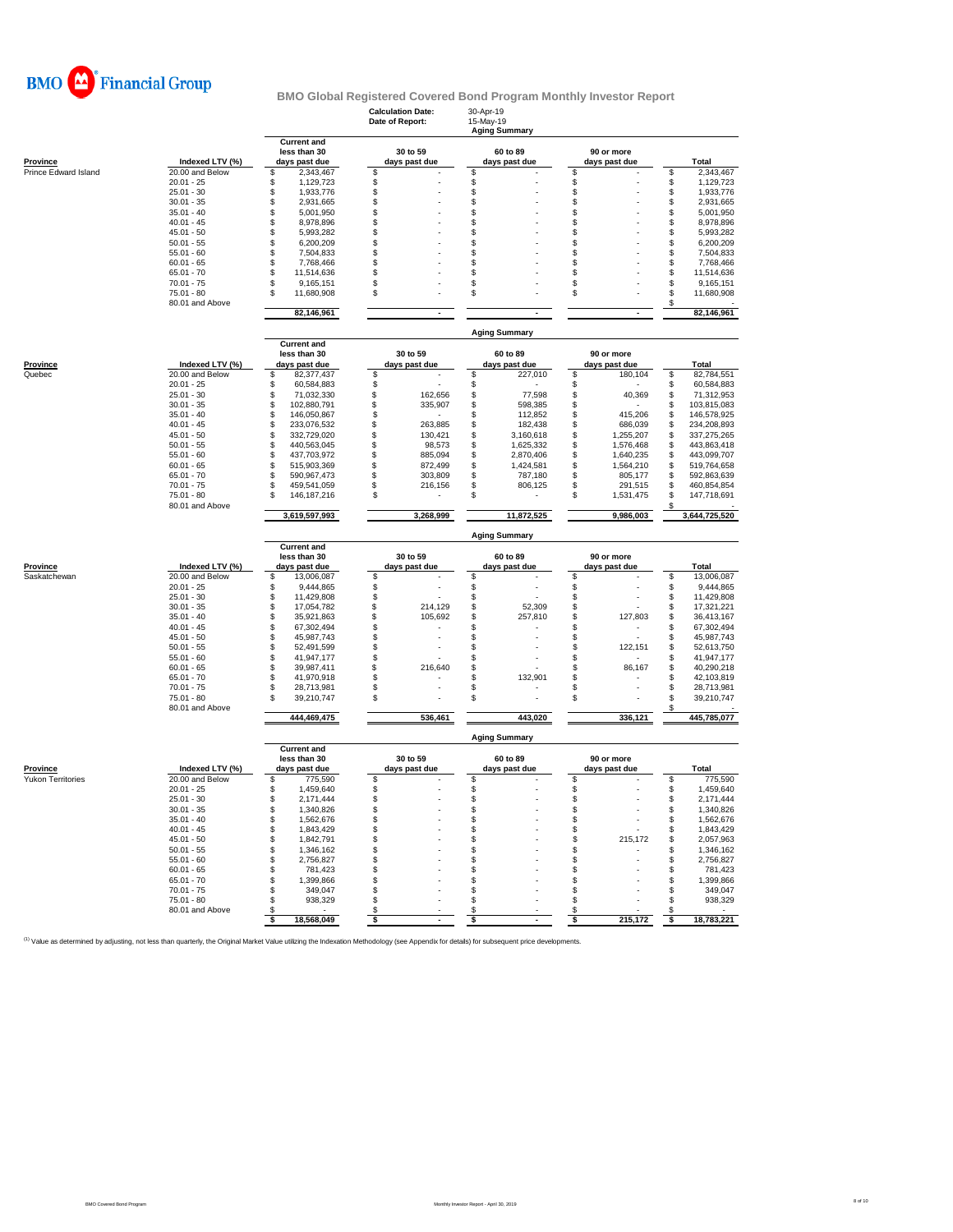# BMO Financial Group

## BMO Global Registered Covered Bond Program Monthly Investor Report

**Calculation Date:** 30-Apr-19
**Date of Report:** 15-May-19

### Aging Summary

| Province | Indexed LTV (%) | Current and less than 30 days past due | 30 to 59 days past due | 60 to 89 days past due | 90 or more days past due | Total |
|---|---|---|---|---|---|---|
| Prince Edward Island | 20.00 and Below | $ 2,343,467 | $ - | $ - | $ - | $ 2,343,467 |
| | 20.01 - 25 | $ 1,129,723 | $ - | $ - | $ - | $ 1,129,723 |
| | 25.01 - 30 | $ 1,933,776 | $ - | $ - | $ - | $ 1,933,776 |
| | 30.01 - 35 | $ 2,931,665 | $ - | $ - | $ - | $ 2,931,665 |
| | 35.01 - 40 | $ 5,001,950 | $ - | $ - | $ - | $ 5,001,950 |
| | 40.01 - 45 | $ 8,978,896 | $ - | $ - | $ - | $ 8,978,896 |
| | 45.01 - 50 | $ 5,993,282 | $ - | $ - | $ - | $ 5,993,282 |
| | 50.01 - 55 | $ 6,200,209 | $ - | $ - | $ - | $ 6,200,209 |
| | 55.01 - 60 | $ 7,504,833 | $ - | $ - | $ - | $ 7,504,833 |
| | 60.01 - 65 | $ 7,768,466 | $ - | $ - | $ - | $ 7,768,466 |
| | 65.01 - 70 | $ 11,514,636 | $ - | $ - | $ - | $ 11,514,636 |
| | 70.01 - 75 | $ 9,165,151 | $ - | $ - | $ - | $ 9,165,151 |
| | 75.01 - 80 | $ 11,680,908 | $ - | $ - | $ - | $ 11,680,908 |
| | 80.01 and Above | | | | | $ - |
| | | 82,146,961 | - | - | - | 82,146,961 |

### Aging Summary

| Province | Indexed LTV (%) | Current and less than 30 days past due | 30 to 59 days past due | 60 to 89 days past due | 90 or more days past due | Total |
|---|---|---|---|---|---|---|
| Quebec | 20.00 and Below | $ 82,377,437 | $ - | $ 227,010 | $ 180,104 | $ 82,784,551 |
| | 20.01 - 25 | $ 60,584,883 | $ - | $ - | $ - | $ 60,584,883 |
| | 25.01 - 30 | $ 71,032,330 | $ 162,656 | $ 77,598 | $ 40,369 | $ 71,312,953 |
| | 30.01 - 35 | $ 102,880,791 | $ 335,907 | $ 598,385 | $ - | $ 103,815,083 |
| | 35.01 - 40 | $ 146,050,867 | $ - | $ 112,852 | $ 415,206 | $ 146,578,925 |
| | 40.01 - 45 | $ 233,076,532 | $ 263,885 | $ 182,438 | $ 686,039 | $ 234,208,893 |
| | 45.01 - 50 | $ 332,729,020 | $ 130,421 | $ 3,160,618 | $ 1,255,207 | $ 337,275,265 |
| | 50.01 - 55 | $ 440,563,045 | $ 98,573 | $ 1,625,332 | $ 1,576,468 | $ 443,863,418 |
| | 55.01 - 60 | $ 437,703,972 | $ 885,094 | $ 2,870,406 | $ 1,640,235 | $ 443,099,707 |
| | 60.01 - 65 | $ 515,903,369 | $ 872,499 | $ 1,424,581 | $ 1,564,210 | $ 519,764,658 |
| | 65.01 - 70 | $ 590,967,473 | $ 303,809 | $ 787,180 | $ 805,177 | $ 592,863,639 |
| | 70.01 - 75 | $ 459,541,059 | $ 216,156 | $ 806,125 | $ 291,515 | $ 460,854,854 |
| | 75.01 - 80 | $ 146,187,216 | $ - | $ - | $ 1,531,475 | $ 147,718,691 |
| | 80.01 and Above | | | | | $ - |
| | | 3,619,597,993 | 3,268,999 | 11,872,525 | 9,986,003 | 3,644,725,520 |

### Aging Summary

| Province | Indexed LTV (%) | Current and less than 30 days past due | 30 to 59 days past due | 60 to 89 days past due | 90 or more days past due | Total |
|---|---|---|---|---|---|---|
| Saskatchewan | 20.00 and Below | $ 13,006,087 | $ - | $ - | $ - | $ 13,006,087 |
| | 20.01 - 25 | $ 9,444,865 | $ - | $ - | $ - | $ 9,444,865 |
| | 25.01 - 30 | $ 11,429,808 | $ - | $ - | $ - | $ 11,429,808 |
| | 30.01 - 35 | $ 17,054,782 | $ 214,129 | $ 52,309 | $ - | $ 17,321,221 |
| | 35.01 - 40 | $ 35,921,863 | $ 105,692 | $ 257,810 | $ 127,803 | $ 36,413,167 |
| | 40.01 - 45 | $ 67,302,494 | $ - | $ - | $ - | $ 67,302,494 |
| | 45.01 - 50 | $ 45,987,743 | $ - | $ - | $ - | $ 45,987,743 |
| | 50.01 - 55 | $ 52,491,599 | $ - | $ - | $ 122,151 | $ 52,613,750 |
| | 55.01 - 60 | $ 41,947,177 | $ - | $ - | $ - | $ 41,947,177 |
| | 60.01 - 65 | $ 39,987,411 | $ 216,640 | $ - | $ 86,167 | $ 40,290,218 |
| | 65.01 - 70 | $ 41,970,918 | $ - | $ 132,901 | $ - | $ 42,103,819 |
| | 70.01 - 75 | $ 28,713,981 | $ - | $ - | $ - | $ 28,713,981 |
| | 75.01 - 80 | $ 39,210,747 | $ - | $ - | $ - | $ 39,210,747 |
| | 80.01 and Above | | | | | $ - |
| | | 444,469,475 | 536,461 | 443,020 | 336,121 | 445,785,077 |

### Aging Summary

| Province | Indexed LTV (%) | Current and less than 30 days past due | 30 to 59 days past due | 60 to 89 days past due | 90 or more days past due | Total |
|---|---|---|---|---|---|---|
| Yukon Territories | 20.00 and Below | $ 775,590 | $ - | $ - | $ - | $ 775,590 |
| | 20.01 - 25 | $ 1,459,640 | $ - | $ - | $ - | $ 1,459,640 |
| | 25.01 - 30 | $ 2,171,444 | $ - | $ - | $ - | $ 2,171,444 |
| | 30.01 - 35 | $ 1,340,826 | $ - | $ - | $ - | $ 1,340,826 |
| | 35.01 - 40 | $ 1,562,676 | $ - | $ - | $ - | $ 1,562,676 |
| | 40.01 - 45 | $ 1,843,429 | $ - | $ - | $ - | $ 1,843,429 |
| | 45.01 - 50 | $ 1,842,791 | $ - | $ - | $ 215,172 | $ 2,057,963 |
| | 50.01 - 55 | $ 1,346,162 | $ - | $ - | $ - | $ 1,346,162 |
| | 55.01 - 60 | $ 2,756,827 | $ - | $ - | $ - | $ 2,756,827 |
| | 60.01 - 65 | $ 781,423 | $ - | $ - | $ - | $ 781,423 |
| | 65.01 - 70 | $ 1,399,866 | $ - | $ - | $ - | $ 1,399,866 |
| | 70.01 - 75 | $ 349,047 | $ - | $ - | $ - | $ 349,047 |
| | 75.01 - 80 | $ 938,329 | $ - | $ - | $ - | $ 938,329 |
| | 80.01 and Above | $ - | $ - | $ - | $ - | $ - |
| | | $ 18,568,049 | $ - | $ - | $ 215,172 | $ 18,783,221 |

[1] Value as determined by adjusting, not less than quarterly, the Original Market Value utilizing the Indexation Methodology (see Appendix for details) for subsequent price developments.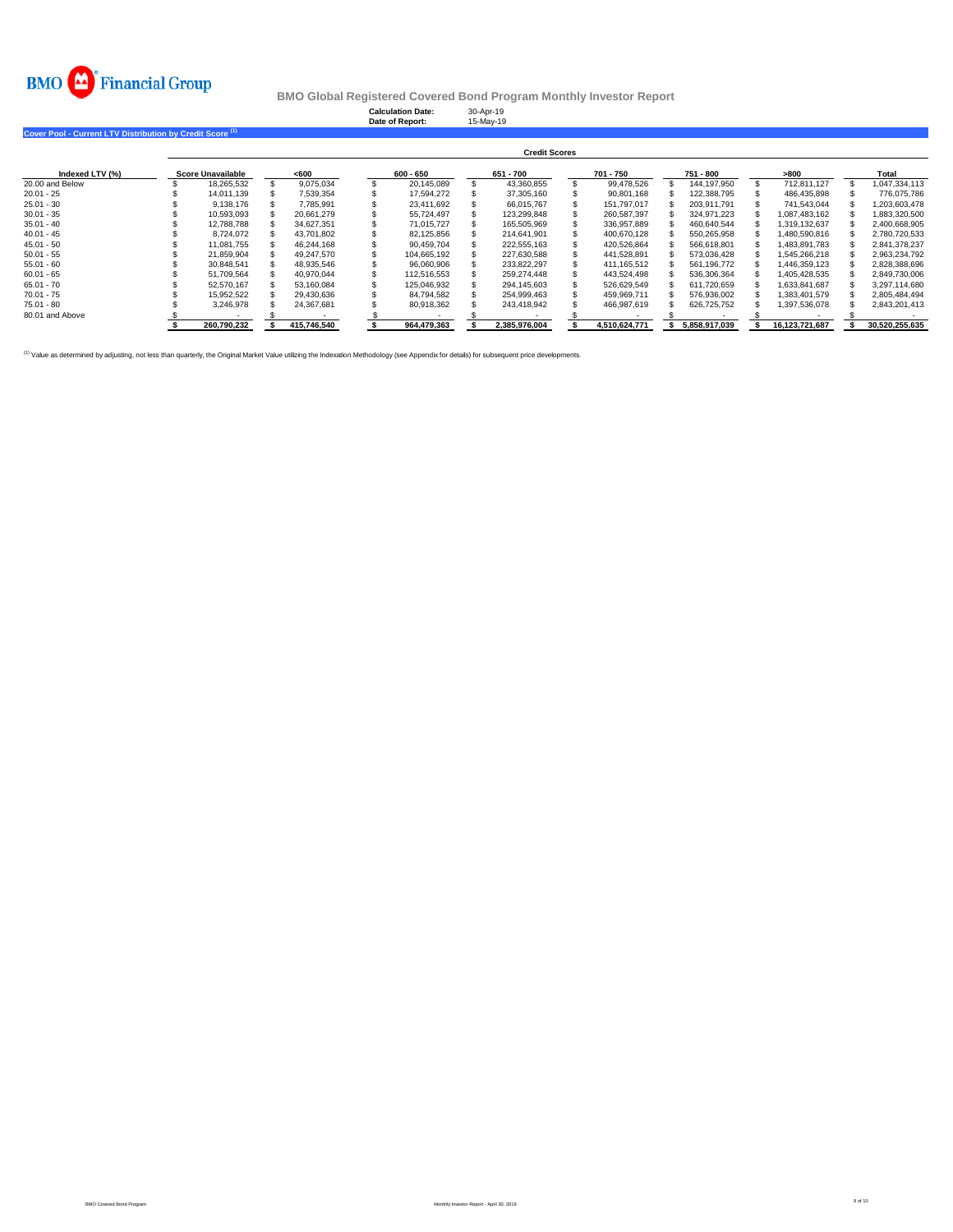BMO Financial Group

# BMO Global Registered Covered Bond Program Monthly Investor Report

**Calculation Date:** 30-Apr-19
**Date of Report:** 15-May-19

## Cover Pool - Current LTV Distribution by Credit Score [1]

| Indexed LTV (%) | Score Unavailable | <600 | 600 - 650 | 651 - 700 | 701 - 750 | 751 - 800 | >800 | Total |
|---|---|---|---|---|---|---|---|---|
| | **Credit Scores** | | | | | | | |
| 20.00 and Below | $ 18,265,532 | $ 9,075,034 | $ 20,145,089 | $ 43,360,855 | $ 99,478,526 | $ 144,197,950 | $ 712,811,127 | $ 1,047,334,113 |
| 20.01 - 25 | $ 14,011,139 | $ 7,539,354 | $ 17,594,272 | $ 37,305,160 | $ 90,801,168 | $ 122,388,795 | $ 486,435,898 | $ 776,075,786 |
| 25.01 - 30 | $ 9,138,176 | $ 7,785,991 | $ 23,411,692 | $ 66,015,767 | $ 151,797,017 | $ 203,911,791 | $ 741,543,044 | $ 1,203,603,478 |
| 30.01 - 35 | $ 10,593,093 | $ 20,661,279 | $ 55,724,497 | $ 123,299,848 | $ 260,587,397 | $ 324,971,223 | $ 1,087,483,162 | $ 1,883,320,500 |
| 35.01 - 40 | $ 12,788,788 | $ 34,627,351 | $ 71,015,727 | $ 165,505,969 | $ 336,957,889 | $ 460,640,544 | $ 1,319,132,637 | $ 2,400,668,905 |
| 40.01 - 45 | $ 8,724,072 | $ 43,701,802 | $ 82,125,856 | $ 214,641,901 | $ 400,670,128 | $ 550,265,958 | $ 1,480,590,816 | $ 2,780,720,533 |
| 45.01 - 50 | $ 11,081,755 | $ 46,244,168 | $ 90,459,704 | $ 222,555,163 | $ 420,526,864 | $ 566,618,801 | $ 1,483,891,783 | $ 2,841,378,237 |
| 50.01 - 55 | $ 21,859,904 | $ 49,247,570 | $ 104,665,192 | $ 227,630,588 | $ 441,528,891 | $ 573,036,428 | $ 1,545,266,218 | $ 2,963,234,792 |
| 55.01 - 60 | $ 30,848,541 | $ 48,935,546 | $ 96,060,906 | $ 233,822,297 | $ 411,165,512 | $ 561,196,772 | $ 1,446,359,123 | $ 2,828,388,696 |
| 60.01 - 65 | $ 51,709,564 | $ 40,970,044 | $ 112,516,553 | $ 259,274,448 | $ 443,524,498 | $ 536,306,364 | $ 1,405,428,535 | $ 2,849,730,006 |
| 65.01 - 70 | $ 52,570,167 | $ 53,160,084 | $ 125,046,932 | $ 294,145,603 | $ 526,629,549 | $ 611,720,659 | $ 1,633,841,687 | $ 3,297,114,680 |
| 70.01 - 75 | $ 15,952,522 | $ 29,430,636 | $ 84,794,582 | $ 254,999,463 | $ 459,969,711 | $ 576,936,002 | $ 1,383,401,579 | $ 2,805,484,494 |
| 75.01 - 80 | $ 3,246,978 | $ 24,367,681 | $ 80,918,362 | $ 243,418,942 | $ 466,987,619 | $ 626,725,752 | $ 1,397,536,078 | $ 2,843,201,413 |
| 80.01 and Above | $ - | $ - | $ - | $ - | $ - | $ - | $ - | $ - |
| | **$ 260,790,232** | **$ 415,746,540** | **$ 964,479,363** | **$ 2,385,976,004** | **$ 4,510,624,771** | **$ 5,858,917,039** | **$ 16,123,721,687** | **$ 30,520,255,635** |

[1] Value as determined by adjusting, not less than quarterly, the Original Market Value utilizing the Indexation Methodology (see Appendix for details) for subsequent price developments.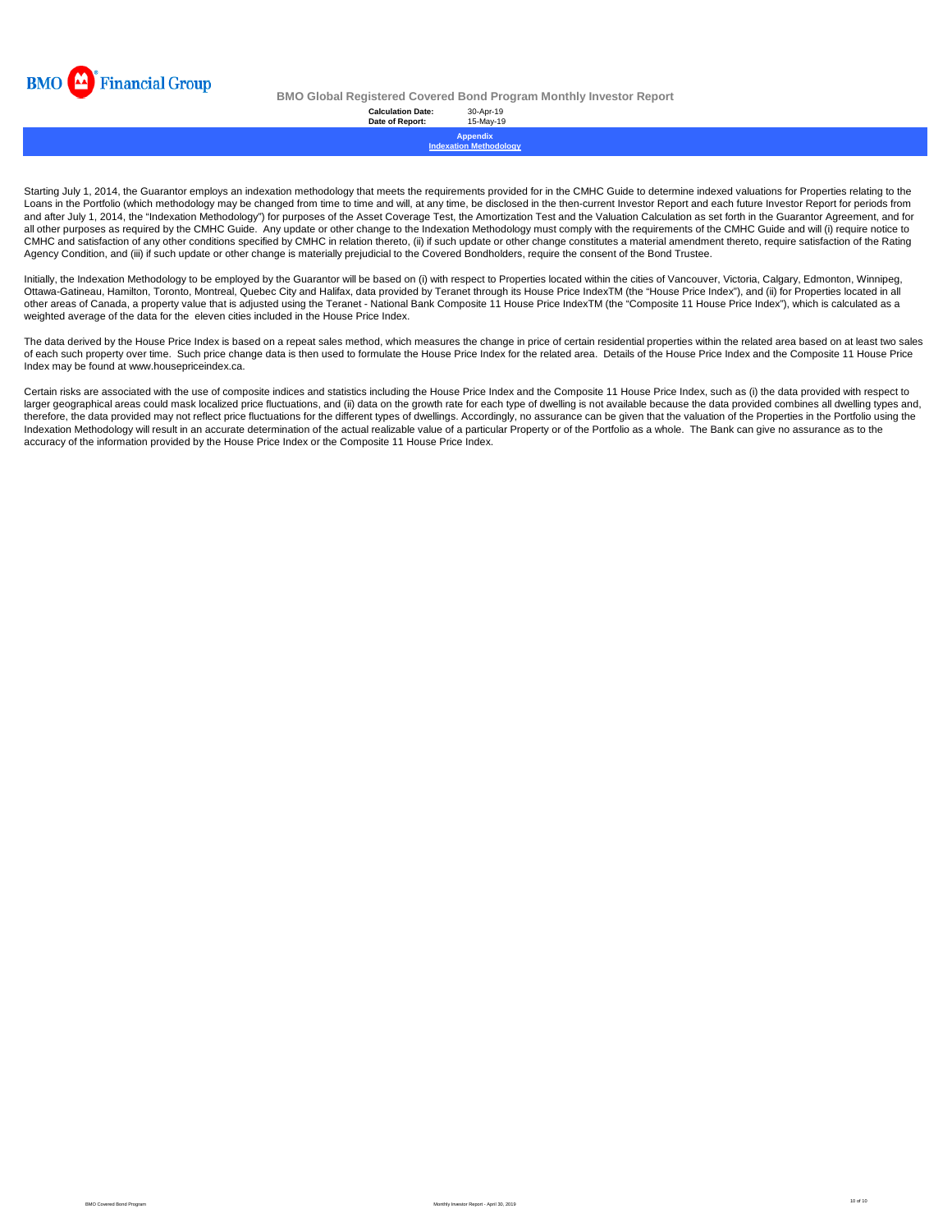BMO Financial Group

**BMO Global Registered Covered Bond Program Monthly Investor Report**

**Calculation Date:** 30-Apr-19
**Date of Report:** 15-May-19

## Appendix
### Indexation Methodology

Starting July 1, 2014, the Guarantor employs an indexation methodology that meets the requirements provided for in the CMHC Guide to determine indexed valuations for Properties relating to the Loans in the Portfolio (which methodology may be changed from time to time and will, at any time, be disclosed in the then-current Investor Report and each future Investor Report for periods from and after July 1, 2014, the "Indexation Methodology") for purposes of the Asset Coverage Test, the Amortization Test and the Valuation Calculation as set forth in the Guarantor Agreement, and for all other purposes as required by the CMHC Guide. Any update or other change to the Indexation Methodology must comply with the requirements of the CMHC Guide and will (i) require notice to CMHC and satisfaction of any other conditions specified by CMHC in relation thereto, (ii) if such update or other change constitutes a material amendment thereto, require satisfaction of the Rating Agency Condition, and (iii) if such update or other change is materially prejudicial to the Covered Bondholders, require the consent of the Bond Trustee.

Initially, the Indexation Methodology to be employed by the Guarantor will be based on (i) with respect to Properties located within the cities of Vancouver, Victoria, Calgary, Edmonton, Winnipeg, Ottawa-Gatineau, Hamilton, Toronto, Montreal, Quebec City and Halifax, data provided by Teranet through its House Price IndexTM (the "House Price Index"), and (ii) for Properties located in all other areas of Canada, a property value that is adjusted using the Teranet - National Bank Composite 11 House Price IndexTM (the "Composite 11 House Price Index"), which is calculated as a weighted average of the data for the eleven cities included in the House Price Index.

The data derived by the House Price Index is based on a repeat sales method, which measures the change in price of certain residential properties within the related area based on at least two sales of each such property over time. Such price change data is then used to formulate the House Price Index for the related area. Details of the House Price Index and the Composite 11 House Price Index may be found at www.housepriceindex.ca.

Certain risks are associated with the use of composite indices and statistics including the House Price Index and the Composite 11 House Price Index, such as (i) the data provided with respect to larger geographical areas could mask localized price fluctuations, and (ii) data on the growth rate for each type of dwelling is not available because the data provided combines all dwelling types and, therefore, the data provided may not reflect price fluctuations for the different types of dwellings. Accordingly, no assurance can be given that the valuation of the Properties in the Portfolio using the Indexation Methodology will result in an accurate determination of the actual realizable value of a particular Property or of the Portfolio as a whole. The Bank can give no assurance as to the accuracy of the information provided by the House Price Index or the Composite 11 House Price Index.